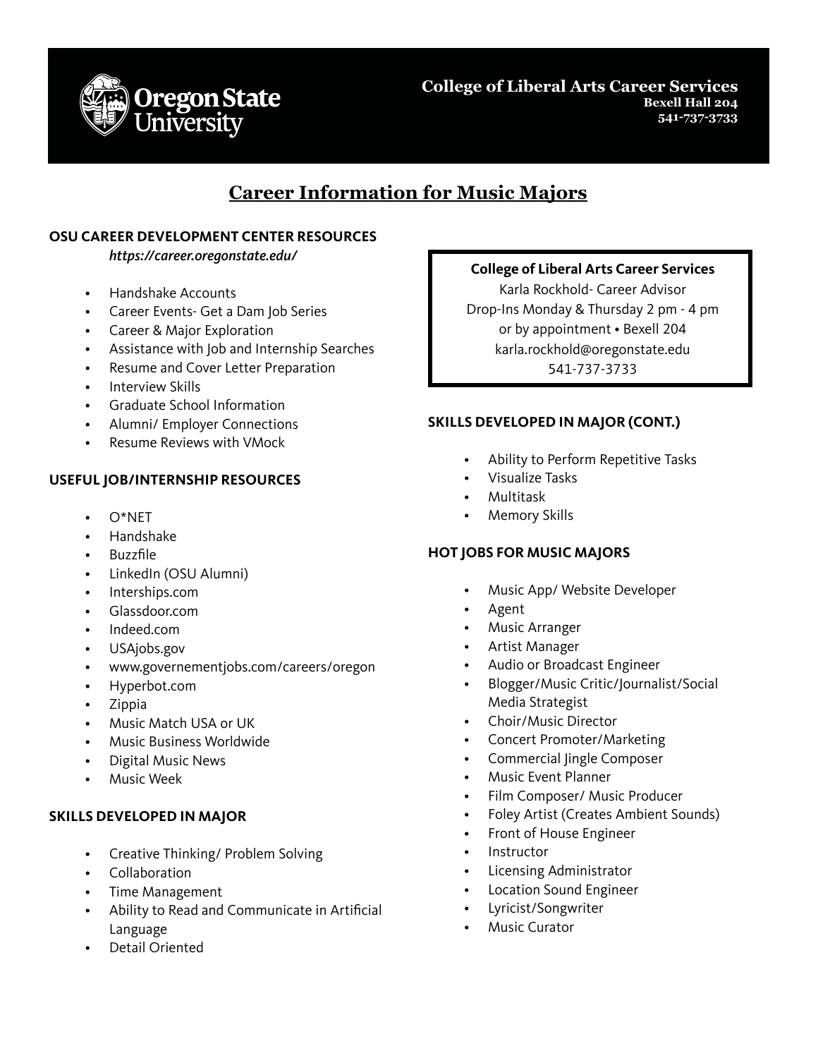Oregon State University

**College of Liberal Arts Career Services**
**Bexell Hall 204**
**541-737-3733**

# Career Information for Music Majors

## OSU CAREER DEVELOPMENT CENTER RESOURCES

***https://career.oregonstate.edu/***

- Handshake Accounts
- Career Events- Get a Dam Job Series
- Career & Major Exploration
- Assistance with Job and Internship Searches
- Resume and Cover Letter Preparation
- Interview Skills
- Graduate School Information
- Alumni/ Employer Connections
- Resume Reviews with VMock

## USEFUL JOB/INTERNSHIP RESOURCES

- O*NET
- Handshake
- Buzzfile
- LinkedIn (OSU Alumni)
- Interships.com
- Glassdoor.com
- Indeed.com
- USAjobs.gov
- www.governementjobs.com/careers/oregon
- Hyperbot.com
- Zippia
- Music Match USA or UK
- Music Business Worldwide
- Digital Music News
- Music Week

## SKILLS DEVELOPED IN MAJOR

- Creative Thinking/ Problem Solving
- Collaboration
- Time Management
- Ability to Read and Communicate in Artificial Language
- Detail Oriented

**College of Liberal Arts Career Services**
Karla Rockhold- Career Advisor
Drop-Ins Monday & Thursday 2 pm - 4 pm
or by appointment • Bexell 204
karla.rockhold@oregonstate.edu
541-737-3733

## SKILLS DEVELOPED IN MAJOR (CONT.)

- Ability to Perform Repetitive Tasks
- Visualize Tasks
- Multitask
- Memory Skills

## HOT JOBS FOR MUSIC MAJORS

- Music App/ Website Developer
- Agent
- Music Arranger
- Artist Manager
- Audio or Broadcast Engineer
- Blogger/Music Critic/Journalist/Social Media Strategist
- Choir/Music Director
- Concert Promoter/Marketing
- Commercial Jingle Composer
- Music Event Planner
- Film Composer/ Music Producer
- Foley Artist (Creates Ambient Sounds)
- Front of House Engineer
- Instructor
- Licensing Administrator
- Location Sound Engineer
- Lyricist/Songwriter
- Music Curator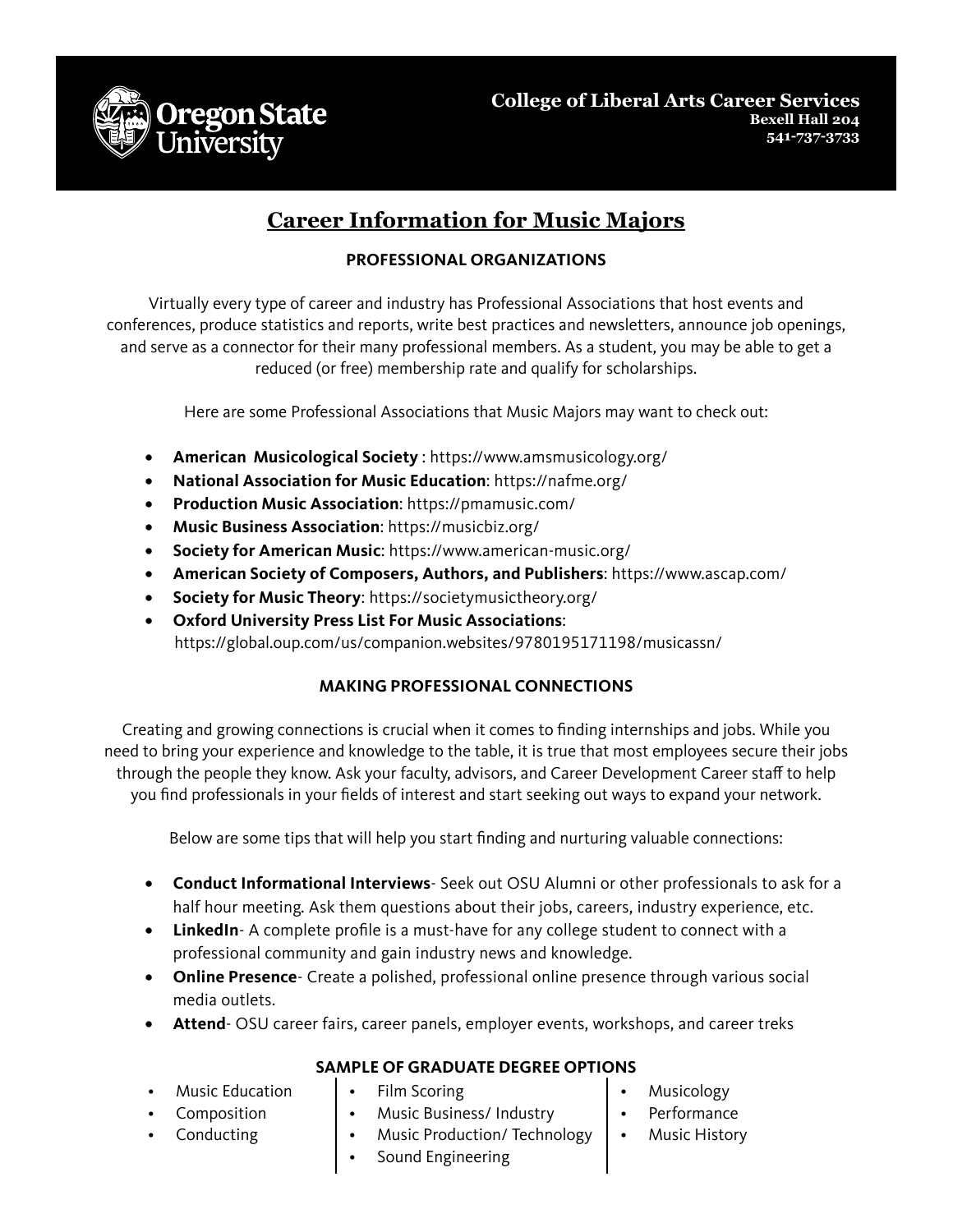College of Liberal Arts Career Services
Bexell Hall 204
541-737-3733

# Career Information for Music Majors

## PROFESSIONAL ORGANIZATIONS

Virtually every type of career and industry has Professional Associations that host events and conferences, produce statistics and reports, write best practices and newsletters, announce job openings, and serve as a connector for their many professional members. As a student, you may be able to get a reduced (or free) membership rate and qualify for scholarships.

Here are some Professional Associations that Music Majors may want to check out:

- **American Musicological Society** : https://www.amsmusicology.org/
- **National Association for Music Education**: https://nafme.org/
- **Production Music Association**: https://pmamusic.com/
- **Music Business Association**: https://musicbiz.org/
- **Society for American Music**: https://www.american-music.org/
- **American Society of Composers, Authors, and Publishers**: https://www.ascap.com/
- **Society for Music Theory**: https://societymusictheory.org/
- **Oxford University Press List For Music Associations**: https://global.oup.com/us/companion.websites/9780195171198/musicassn/

## MAKING PROFESSIONAL CONNECTIONS

Creating and growing connections is crucial when it comes to finding internships and jobs. While you need to bring your experience and knowledge to the table, it is true that most employees secure their jobs through the people they know. Ask your faculty, advisors, and Career Development Career staff to help you find professionals in your fields of interest and start seeking out ways to expand your network.

Below are some tips that will help you start finding and nurturing valuable connections:

- **Conduct Informational Interviews**- Seek out OSU Alumni or other professionals to ask for a half hour meeting. Ask them questions about their jobs, careers, industry experience, etc.
- **LinkedIn**- A complete profile is a must-have for any college student to connect with a professional community and gain industry news and knowledge.
- **Online Presence**- Create a polished, professional online presence through various social media outlets.
- **Attend**- OSU career fairs, career panels, employer events, workshops, and career treks

## SAMPLE OF GRADUATE DEGREE OPTIONS

- Music Education
- Composition
- Conducting
- Film Scoring
- Music Business/ Industry
- Music Production/ Technology
- Sound Engineering
- Musicology
- Performance
- Music History